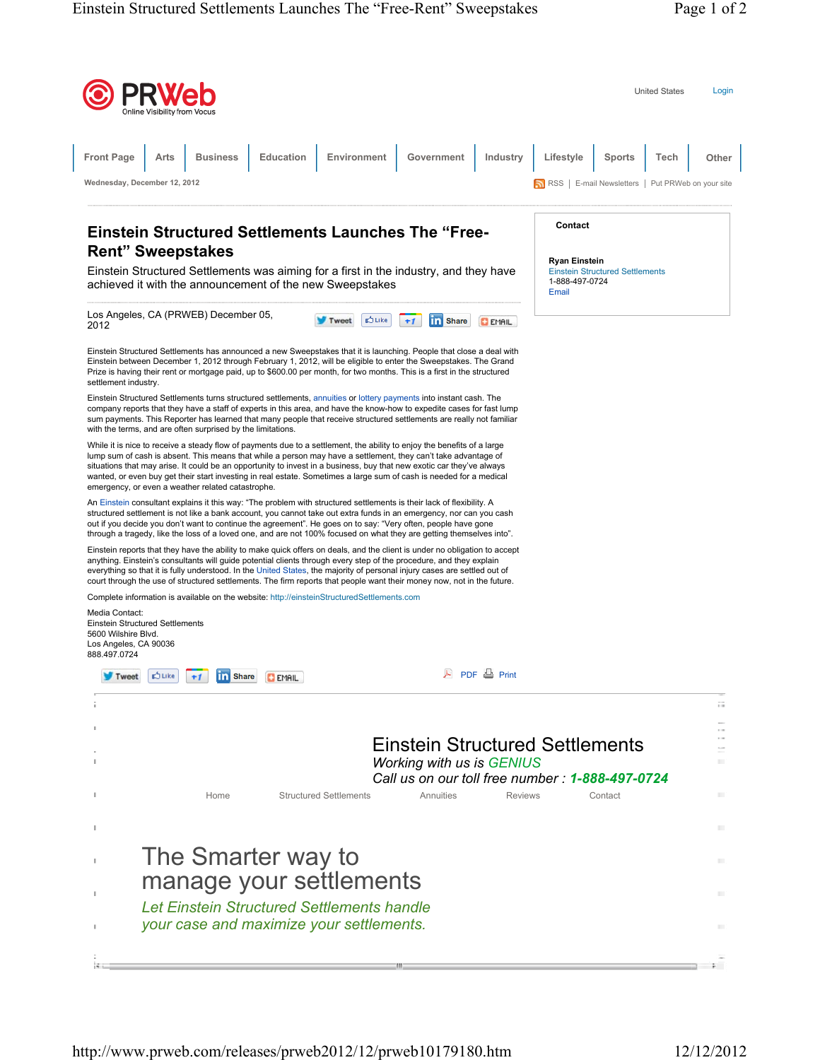PRWeb
Online Visibility from Vocus

United States Login

Front Page | Arts | Business | Education | Environment | Government | Industry | Lifestyle | Sports | Tech | Other

Wednesday, December 12, 2012

RSS | E-mail Newsletters | Put PRWeb on your site

# Einstein Structured Settlements Launches The “Free-Rent” Sweepstakes

Einstein Structured Settlements was aiming for a first in the industry, and they have achieved it with the announcement of the new Sweepstakes

**Contact**

**Ryan Einstein**
Einstein Structured Settlements
1-888-497-0724
Email

Los Angeles, CA (PRWEB) December 05, 2012

Tweet | Like | +1 | Share | EMAIL

Einstein Structured Settlements has announced a new Sweepstakes that it is launching. People that close a deal with Einstein between December 1, 2012 through February 1, 2012, will be eligible to enter the Sweepstakes. The Grand Prize is having their rent or mortgage paid, up to $600.00 per month, for two months. This is a first in the structured settlement industry.

Einstein Structured Settlements turns structured settlements, annuities or lottery payments into instant cash. The company reports that they have a staff of experts in this area, and have the know-how to expedite cases for fast lump sum payments. This Reporter has learned that many people that receive structured settlements are really not familiar with the terms, and are often surprised by the limitations.

While it is nice to receive a steady flow of payments due to a settlement, the ability to enjoy the benefits of a large lump sum of cash is absent. This means that while a person may have a settlement, they can't take advantage of situations that may arise. It could be an opportunity to invest in a business, buy that new exotic car they've always wanted, or even buy get their start investing in real estate. Sometimes a large sum of cash is needed for a medical emergency, or even a weather related catastrophe.

An Einstein consultant explains it this way: “The problem with structured settlements is their lack of flexibility. A structured settlement is not like a bank account, you cannot take out extra funds in an emergency, nor can you cash out if you decide you don't want to continue the agreement”. He goes on to say: “Very often, people have gone through a tragedy, like the loss of a loved one, and are not 100% focused on what they are getting themselves into”.

Einstein reports that they have the ability to make quick offers on deals, and the client is under no obligation to accept anything. Einstein's consultants will guide potential clients through every step of the procedure, and they explain everything so that it is fully understood. In the United States, the majority of personal injury cases are settled out of court through the use of structured settlements. The firm reports that people want their money now, not in the future.

Complete information is available on the website: http://einsteinStructuredSettlements.com

Media Contact:
Einstein Structured Settlements
5600 Wilshire Blvd.
Los Angeles, CA 90036
888.497.0724

Tweet | Like | +1 | Share | EMAIL

PDF Print

## Einstein Structured Settlements

*Working with us is GENIUS*

*Call us on our toll free number : **1-888-497-0724***

Home | Structured Settlements | Annuities | Reviews | Contact

## The Smarter way to manage your settlements

*Let Einstein Structured Settlements handle your case and maximize your settlements.*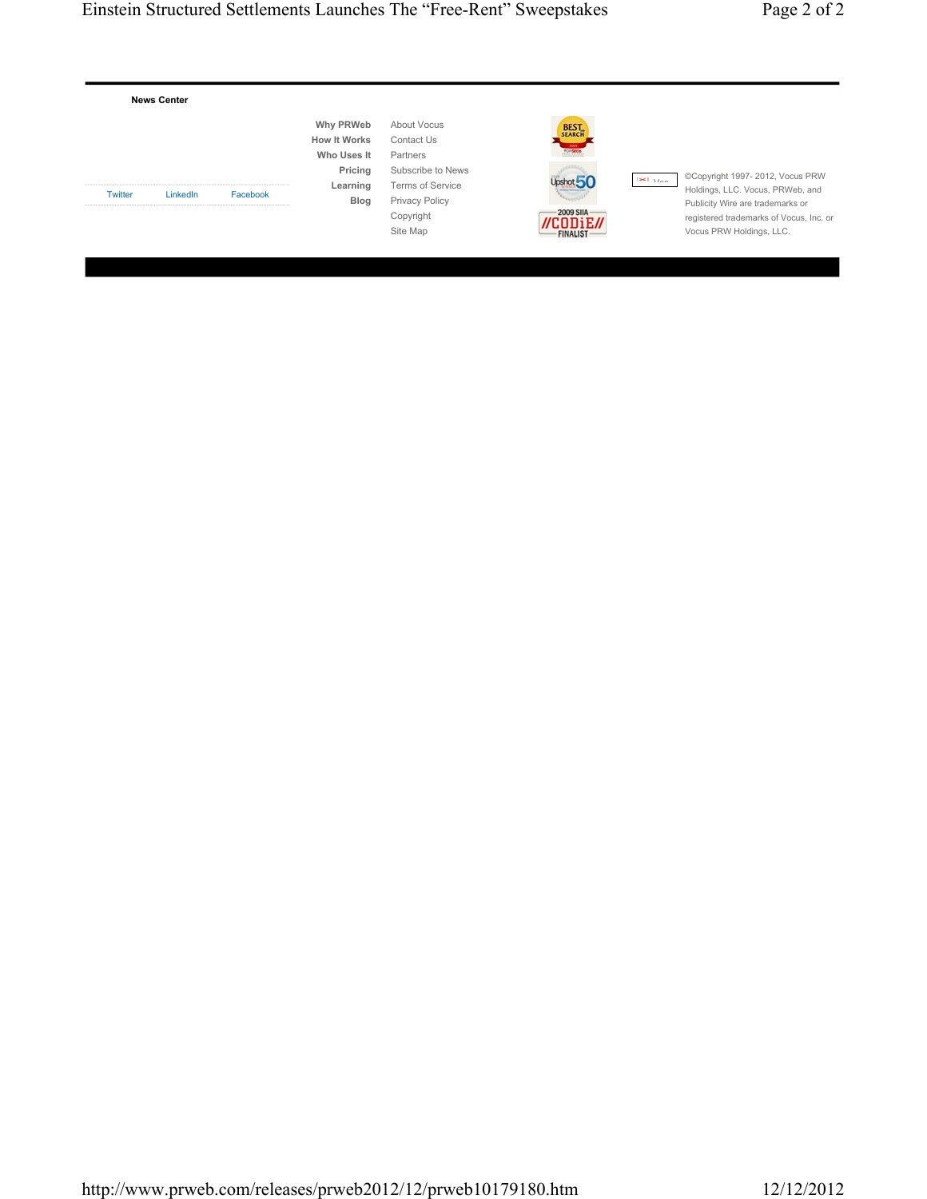**News Center**

Twitter LinkedIn Facebook

**Why PRWeb**
**How It Works**
**Who Uses It**
**Pricing**
**Learning**
**Blog**

About Vocus
Contact Us
Partners
Subscribe to News
Terms of Service
Privacy Policy
Copyright
Site Map

©Copyright 1997- 2012, Vocus PRW Holdings, LLC. Vocus, PRWeb, and Publicity Wire are trademarks or registered trademarks of Vocus, Inc. or Vocus PRW Holdings, LLC.